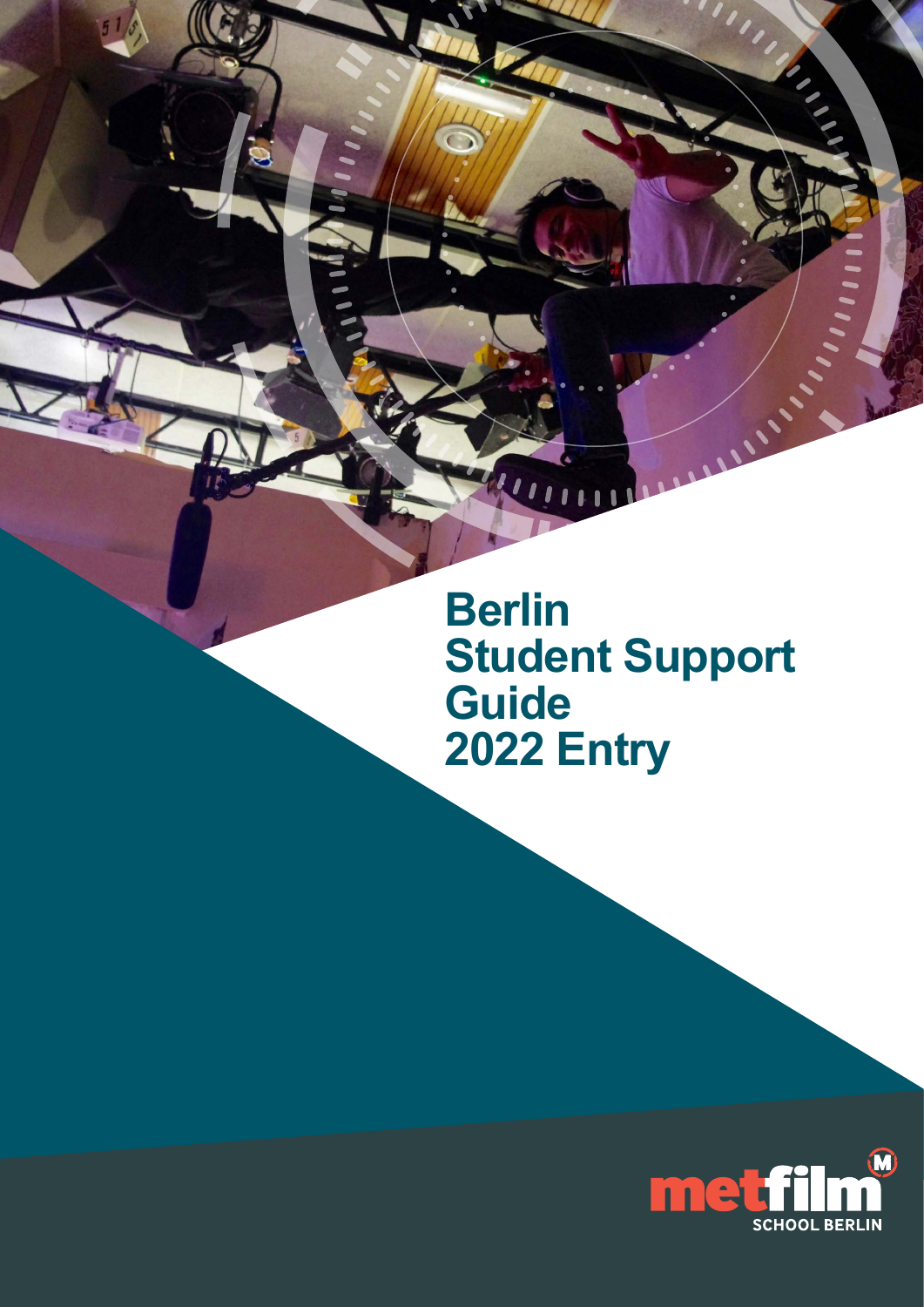# Berlin Student Support Guide 2022 Entry

metfilm SCHOOL BERLIN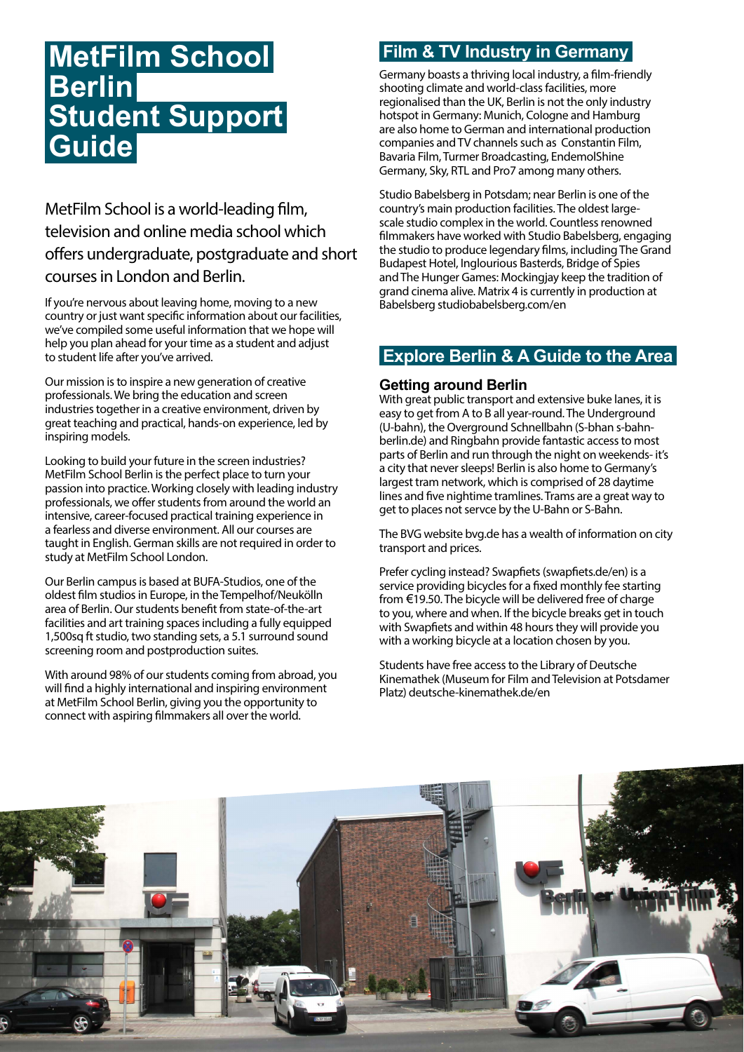# MetFilm School Berlin Student Support Guide

MetFilm School is a world-leading film, television and online media school which offers undergraduate, postgraduate and short courses in London and Berlin.

If you're nervous about leaving home, moving to a new country or just want specific information about our facilities, we've compiled some useful information that we hope will help you plan ahead for your time as a student and adjust to student life after you've arrived.

Our mission is to inspire a new generation of creative professionals. We bring the education and screen industries together in a creative environment, driven by great teaching and practical, hands-on experience, led by inspiring models.

Looking to build your future in the screen industries? MetFilm School Berlin is the perfect place to turn your passion into practice. Working closely with leading industry professionals, we offer students from around the world an intensive, career-focused practical training experience in a fearless and diverse environment. All our courses are taught in English. German skills are not required in order to study at MetFilm School London.

Our Berlin campus is based at BUFA-Studios, one of the oldest film studios in Europe, in the Tempelhof/Neukölln area of Berlin. Our students benefit from state-of-the-art facilities and art training spaces including a fully equipped 1,500sq ft studio, two standing sets, a 5.1 surround sound screening room and postproduction suites.

With around 98% of our students coming from abroad, you will find a highly international and inspiring environment at MetFilm School Berlin, giving you the opportunity to connect with aspiring filmmakers all over the world.

## Film & TV Industry in Germany

Germany boasts a thriving local industry, a film-friendly shooting climate and world-class facilities, more regionalised than the UK, Berlin is not the only industry hotspot in Germany: Munich, Cologne and Hamburg are also home to German and international production companies and TV channels such as Constantin Film, Bavaria Film, Turmer Broadcasting, EndemolShine Germany, Sky, RTL and Pro7 among many others.

Studio Babelsberg in Potsdam; near Berlin is one of the country's main production facilities. The oldest large-scale studio complex in the world. Countless renowned filmmakers have worked with Studio Babelsberg, engaging the studio to produce legendary films, including The Grand Budapest Hotel, Inglourious Basterds, Bridge of Spies and The Hunger Games: Mockingjay keep the tradition of grand cinema alive. Matrix 4 is currently in production at Babelsberg studiobabelsberg.com/en

## Explore Berlin & A Guide to the Area

### Getting around Berlin

With great public transport and extensive buke lanes, it is easy to get from A to B all year-round. The Underground (U-bahn), the Overground Schnellbahn (S-bhan s-bahn-berlin.de) and Ringbahn provide fantastic access to most parts of Berlin and run through the night on weekends- it's a city that never sleeps! Berlin is also home to Germany's largest tram network, which is comprised of 28 daytime lines and five nightime tramlines. Trams are a great way to get to places not servce by the U-Bahn or S-Bahn.

The BVG website bvg.de has a wealth of information on city transport and prices.

Prefer cycling instead? Swapfiets (swapfiets.de/en) is a service providing bicycles for a fixed monthly fee starting from €19.50. The bicycle will be delivered free of charge to you, where and when. If the bicycle breaks get in touch with Swapfiets and within 48 hours they will provide you with a working bicycle at a location chosen by you.

Students have free access to the Library of Deutsche Kinemathek (Museum for Film and Television at Potsdamer Platz) deutsche-kinemathek.de/en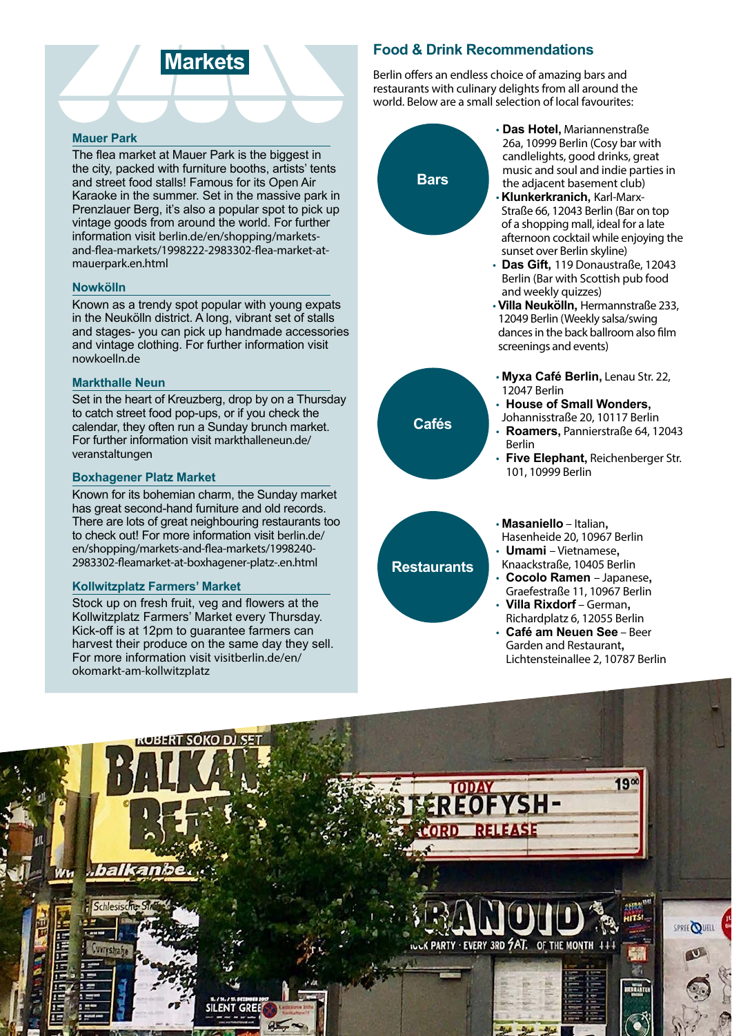## Markets

### Mauer Park

The flea market at Mauer Park is the biggest in the city, packed with furniture booths, artists' tents and street food stalls! Famous for its Open Air Karaoke in the summer. Set in the massive park in Prenzlauer Berg, it's also a popular spot to pick up vintage goods from around the world. For further information visit berlin.de/en/shopping/markets-and-flea-markets/1998222-2983302-flea-market-at-mauerpark.en.html

### Nowkölln

Known as a trendy spot popular with young expats in the Neukölln district. A long, vibrant set of stalls and stages- you can pick up handmade accessories and vintage clothing. For further information visit nowkoelln.de

### Markthalle Neun

Set in the heart of Kreuzberg, drop by on a Thursday to catch street food pop-ups, or if you check the calendar, they often run a Sunday brunch market. For further information visit markthalleneun.de/veranstaltungen

### Boxhagener Platz Market

Known for its bohemian charm, the Sunday market has great second-hand furniture and old records. There are lots of great neighbouring restaurants too to check out! For more information visit berlin.de/en/shopping/markets-and-flea-markets/1998240-2983302-fleamarket-at-boxhagener-platz-.en.html

### Kollwitzplatz Farmers' Market

Stock up on fresh fruit, veg and flowers at the Kollwitzplatz Farmers' Market every Thursday. Kick-off is at 12pm to guarantee farmers can harvest their produce on the same day they sell. For more information visit visitberlin.de/en/okomarkt-am-kollwitzplatz

## Food & Drink Recommendations

Berlin offers an endless choice of amazing bars and restaurants with culinary delights from all around the world. Below are a small selection of local favourites:

### Bars

- **Das Hotel,** Mariannenstraße 26a, 10999 Berlin (Cosy bar with candlelights, good drinks, great music and soul and indie parties in the adjacent basement club)
- **Klunkerkranich,** Karl-Marx-Straße 66, 12043 Berlin (Bar on top of a shopping mall, ideal for a late afternoon cocktail while enjoying the sunset over Berlin skyline)
- **Das Gift,** 119 Donaustraße, 12043 Berlin (Bar with Scottish pub food and weekly quizzes)
- **Villa Neukölln,** Hermannstraße 233, 12049 Berlin (Weekly salsa/swing dances in the back ballroom also film screenings and events)

### Cafés

- **Myxa Café Berlin,** Lenau Str. 22, 12047 Berlin
- **House of Small Wonders,** Johannisstraße 20, 10117 Berlin
- **Roamers,** Pannierstraße 64, 12043 Berlin
- **Five Elephant,** Reichenberger Str. 101, 10999 Berlin

### Restaurants

- **Masaniello** – Italian, Hasenheide 20, 10967 Berlin
- **Umami** – Vietnamese, Knaackstraße, 10405 Berlin
- **Cocolo Ramen** – Japanese, Graefestraße 11, 10967 Berlin
- **Villa Rixdorf** – German, Richardplatz 6, 12055 Berlin
- **Café am Neuen See** – Beer Garden and Restaurant, Lichtensteinallee 2, 10787 Berlin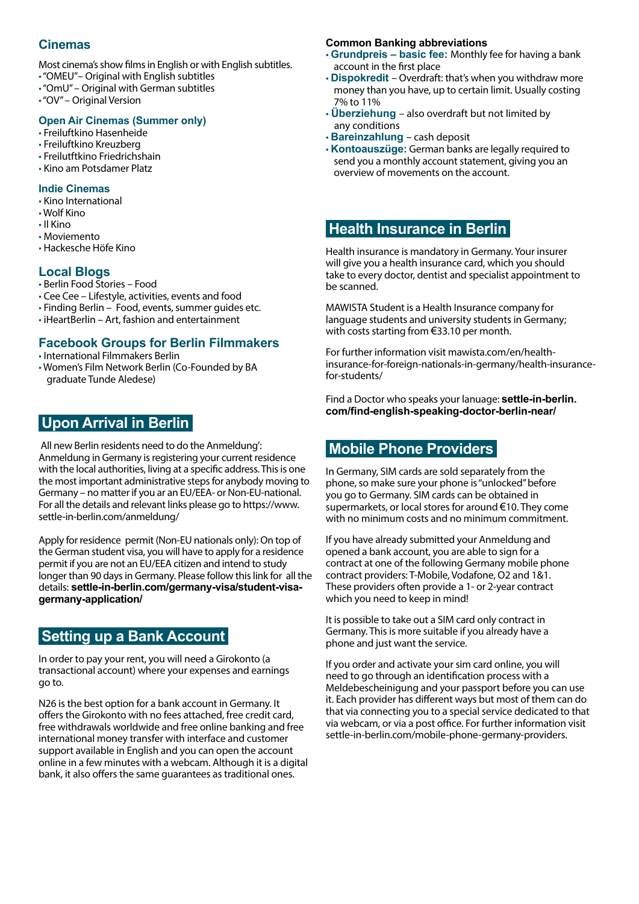## Cinemas

Most cinema's show films in English or with English subtitles.

- "OMEU"– Original with English subtitles
- "OmU" – Original with German subtitles
- "OV" – Original Version

### Open Air Cinemas (Summer only)

- Freiluftkino Hasenheide
- Freiluftkino Kreuzberg
- Freilutftkino Friedrichshain
- Kino am Potsdamer Platz

### Indie Cinemas

- Kino International
- Wolf Kino
- Il Kino
- Moviemento
- Hackesche Höfe Kino

## Local Blogs

- Berlin Food Stories – Food
- Cee Cee – Lifestyle, activities, events and food
- Finding Berlin – Food, events, summer guides etc.
- iHeartBerlin – Art, fashion and entertainment

## Facebook Groups for Berlin Filmmakers

- International Filmmakers Berlin
- Women's Film Network Berlin (Co-Founded by BA graduate Tunde Aledese)

## Upon Arrival in Berlin

All new Berlin residents need to do the Anmeldung': Anmeldung in Germany is registering your current residence with the local authorities, living at a specific address. This is one the most important administrative steps for anybody moving to Germany – no matter if you ar an EU/EEA- or Non-EU-national. For all the details and relevant links please go to https://www.settle-in-berlin.com/anmeldung/

Apply for residence permit (Non-EU nationals only): On top of the German student visa, you will have to apply for a residence permit if you are not an EU/EEA citizen and intend to study longer than 90 days in Germany. Please follow this link for all the details: **settle-in-berlin.com/germany-visa/student-visa-germany-application/**

## Setting up a Bank Account

In order to pay your rent, you will need a Girokonto (a transactional account) where your expenses and earnings go to.

N26 is the best option for a bank account in Germany. It offers the Girokonto with no fees attached, free credit card, free withdrawals worldwide and free online banking and free international money transfer with interface and customer support available in English and you can open the account online in a few minutes with a webcam. Although it is a digital bank, it also offers the same guarantees as traditional ones.

**Common Banking abbreviations**

- **Grundpreis – basic fee:** Monthly fee for having a bank account in the first place
- **Dispokredit** – Overdraft: that's when you withdraw more money than you have, up to certain limit. Usually costing 7% to 11%
- **Überziehung** – also overdraft but not limited by any conditions
- **Bareinzahlung** – cash deposit
- **Kontoauszüge:** German banks are legally required to send you a monthly account statement, giving you an overview of movements on the account.

## Health Insurance in Berlin

Health insurance is mandatory in Germany. Your insurer will give you a health insurance card, which you should take to every doctor, dentist and specialist appointment to be scanned.

MAWISTA Student is a Health Insurance company for language students and university students in Germany; with costs starting from €33.10 per month.

For further information visit mawista.com/en/health-insurance-for-foreign-nationals-in-germany/health-insurance-for-students/

Find a Doctor who speaks your lanuage: **settle-in-berlin.com/find-english-speaking-doctor-berlin-near/**

## Mobile Phone Providers

In Germany, SIM cards are sold separately from the phone, so make sure your phone is "unlocked" before you go to Germany. SIM cards can be obtained in supermarkets, or local stores for around €10. They come with no minimum costs and no minimum commitment.

If you have already submitted your Anmeldung and opened a bank account, you are able to sign for a contract at one of the following Germany mobile phone contract providers: T-Mobile, Vodafone, O2 and 1&1. These providers often provide a 1- or 2-year contract which you need to keep in mind!

It is possible to take out a SIM card only contract in Germany. This is more suitable if you already have a phone and just want the service.

If you order and activate your sim card online, you will need to go through an identification process with a Meldebescheinigung and your passport before you can use it. Each provider has different ways but most of them can do that via connecting you to a special service dedicated to that via webcam, or via a post office. For further information visit settle-in-berlin.com/mobile-phone-germany-providers.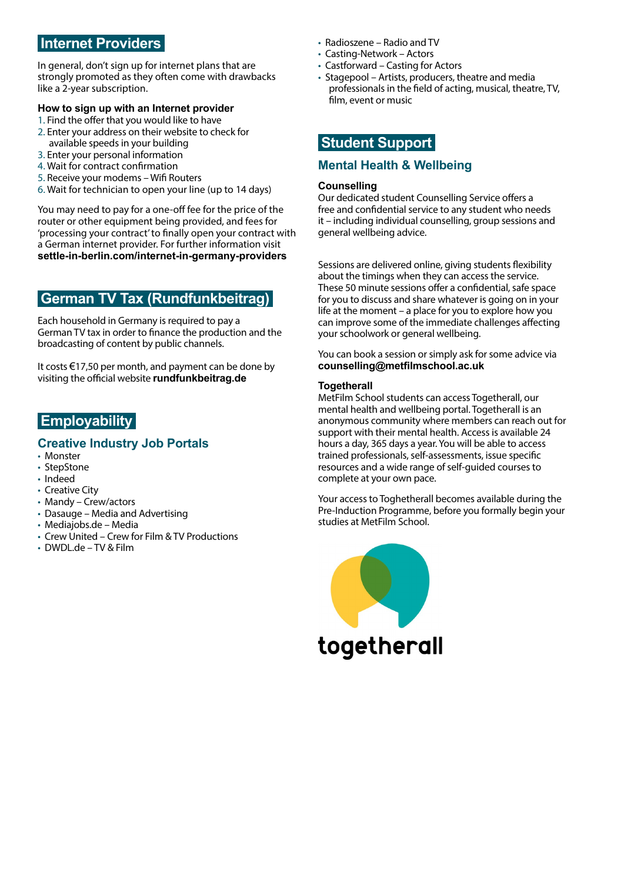## Internet Providers

In general, don't sign up for internet plans that are strongly promoted as they often come with drawbacks like a 2-year subscription.

**How to sign up with an Internet provider**

1. Find the offer that you would like to have
2. Enter your address on their website to check for available speeds in your building
3. Enter your personal information
4. Wait for contract confirmation
5. Receive your modems – Wifi Routers
6. Wait for technician to open your line (up to 14 days)

You may need to pay for a one-off fee for the price of the router or other equipment being provided, and fees for 'processing your contract' to finally open your contract with a German internet provider. For further information visit **settle-in-berlin.com/internet-in-germany-providers**

## German TV Tax (Rundfunkbeitrag)

Each household in Germany is required to pay a German TV tax in order to finance the production and the broadcasting of content by public channels.

It costs €17,50 per month, and payment can be done by visiting the official website **rundfunkbeitrag.de**

## Employability

### Creative Industry Job Portals

- Monster
- StepStone
- Indeed
- Creative City
- Mandy – Crew/actors
- Dasauge – Media and Advertising
- Mediajobs.de – Media
- Crew United – Crew for Film & TV Productions
- DWDL.de – TV & Film
- Radioszene – Radio and TV
- Casting-Network – Actors
- Castforward – Casting for Actors
- Stagepool – Artists, producers, theatre and media professionals in the field of acting, musical, theatre, TV, film, event or music

## Student Support

### Mental Health & Wellbeing

**Counselling**

Our dedicated student Counselling Service offers a free and confidential service to any student who needs it – including individual counselling, group sessions and general wellbeing advice.

Sessions are delivered online, giving students flexibility about the timings when they can access the service. These 50 minute sessions offer a confidential, safe space for you to discuss and share whatever is going on in your life at the moment – a place for you to explore how you can improve some of the immediate challenges affecting your schoolwork or general wellbeing.

You can book a session or simply ask for some advice via **counselling@metfilmschool.ac.uk**

**Togetherall**

MetFilm School students can access Togetherall, our mental health and wellbeing portal. Togetherall is an anonymous community where members can reach out for support with their mental health. Access is available 24 hours a day, 365 days a year. You will be able to access trained professionals, self-assessments, issue specific resources and a wide range of self-guided courses to complete at your own pace.

Your access to Toghetherall becomes available during the Pre-Induction Programme, before you formally begin your studies at MetFilm School.

togetherall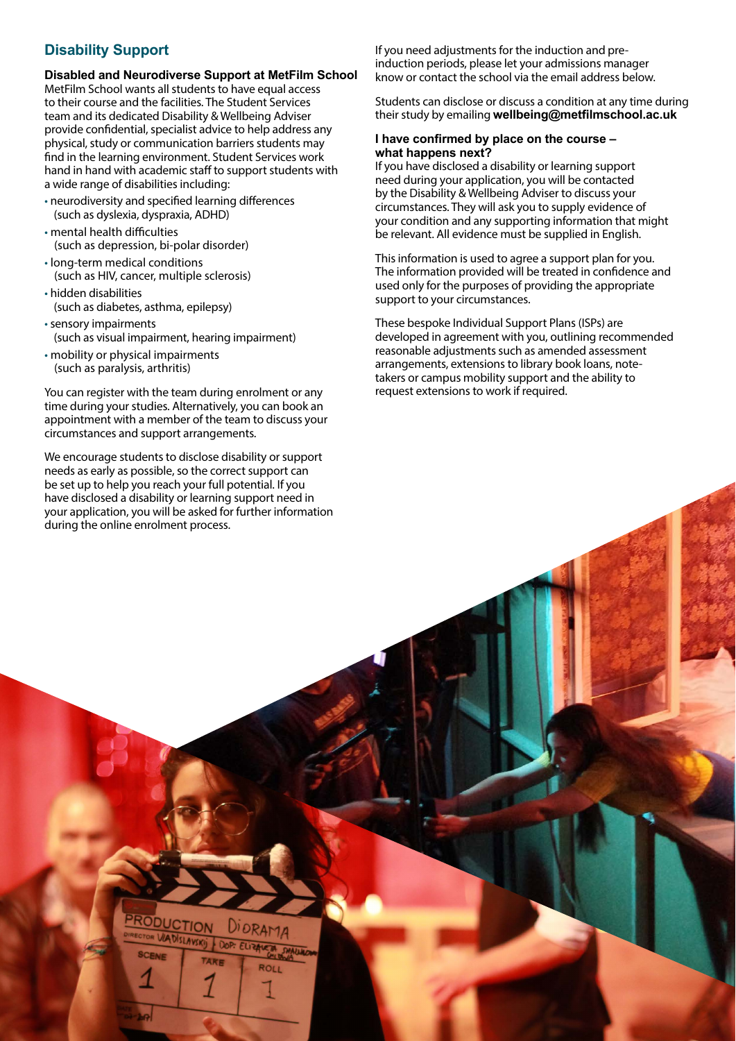## Disability Support

### Disabled and Neurodiverse Support at MetFilm School

MetFilm School wants all students to have equal access to their course and the facilities. The Student Services team and its dedicated Disability & Wellbeing Adviser provide confidential, specialist advice to help address any physical, study or communication barriers students may find in the learning environment. Student Services work hand in hand with academic staff to support students with a wide range of disabilities including:

- neurodiversity and specified learning differences (such as dyslexia, dyspraxia, ADHD)
- mental health difficulties (such as depression, bi-polar disorder)
- long-term medical conditions (such as HIV, cancer, multiple sclerosis)
- hidden disabilities (such as diabetes, asthma, epilepsy)
- sensory impairments (such as visual impairment, hearing impairment)
- mobility or physical impairments (such as paralysis, arthritis)

You can register with the team during enrolment or any time during your studies. Alternatively, you can book an appointment with a member of the team to discuss your circumstances and support arrangements.

We encourage students to disclose disability or support needs as early as possible, so the correct support can be set up to help you reach your full potential. If you have disclosed a disability or learning support need in your application, you will be asked for further information during the online enrolment process.

If you need adjustments for the induction and pre-induction periods, please let your admissions manager know or contact the school via the email address below.

Students can disclose or discuss a condition at any time during their study by emailing **wellbeing@metfilmschool.ac.uk**

### I have confirmed by place on the course – what happens next?

If you have disclosed a disability or learning support need during your application, you will be contacted by the Disability & Wellbeing Adviser to discuss your circumstances. They will ask you to supply evidence of your condition and any supporting information that might be relevant. All evidence must be supplied in English.

This information is used to agree a support plan for you. The information provided will be treated in confidence and used only for the purposes of providing the appropriate support to your circumstances.

These bespoke Individual Support Plans (ISPs) are developed in agreement with you, outlining recommended reasonable adjustments such as amended assessment arrangements, extensions to library book loans, note-takers or campus mobility support and the ability to request extensions to work if required.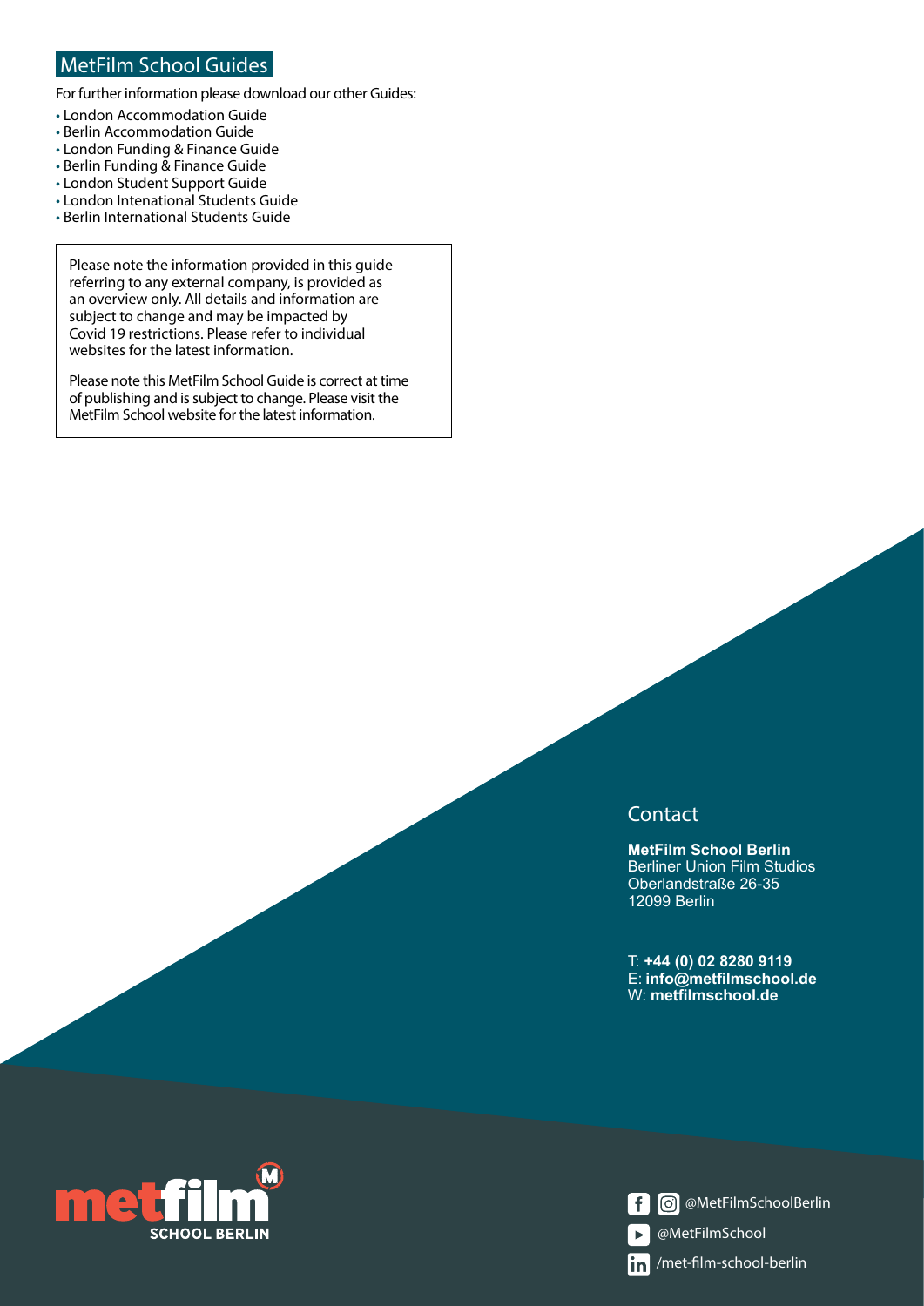## MetFilm School Guides

For further information please download our other Guides:

- London Accommodation Guide
- Berlin Accommodation Guide
- London Funding & Finance Guide
- Berlin Funding & Finance Guide
- London Student Support Guide
- London Intenational Students Guide
- Berlin International Students Guide

Please note the information provided in this guide referring to any external company, is provided as an overview only. All details and information are subject to change and may be impacted by Covid 19 restrictions. Please refer to individual websites for the latest information.

Please note this MetFilm School Guide is correct at time of publishing and is subject to change. Please visit the MetFilm School website for the latest information.

## Contact

**MetFilm School Berlin**
Berliner Union Film Studios
Oberlandstraße 26-35
12099 Berlin

T: **+44 (0) 02 8280 9119**
E: **info@metfilmschool.de**
W: **metfilmschool.de**

metfilm SCHOOL BERLIN

@MetFilmSchoolBerlin
@MetFilmSchool
/met-film-school-berlin